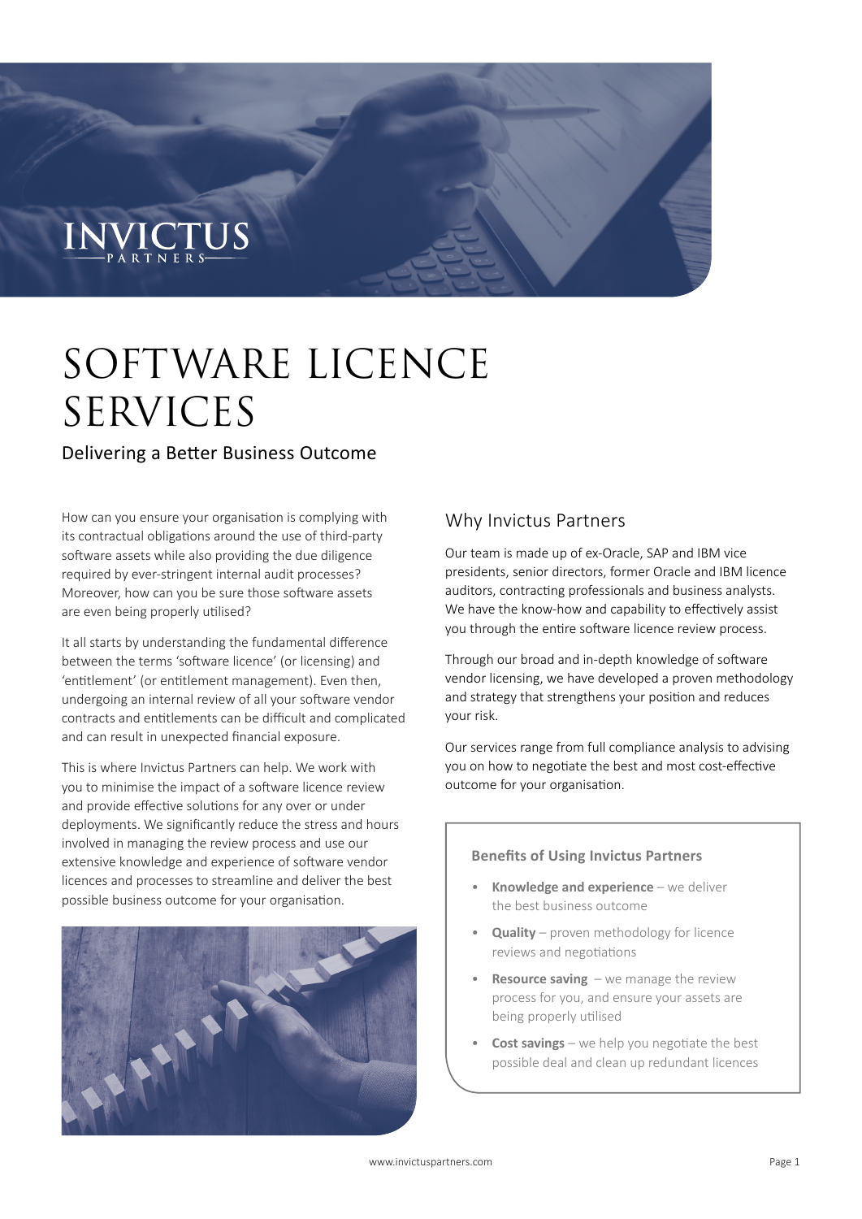INVICTUS PARTNERS

# SOFTWARE LICENCE SERVICES

## Delivering a Better Business Outcome

How can you ensure your organisation is complying with its contractual obligations around the use of third-party software assets while also providing the due diligence required by ever-stringent internal audit processes? Moreover, how can you be sure those software assets are even being properly utilised?

It all starts by understanding the fundamental difference between the terms 'software licence' (or licensing) and 'entitlement' (or entitlement management). Even then, undergoing an internal review of all your software vendor contracts and entitlements can be difficult and complicated and can result in unexpected financial exposure.

This is where Invictus Partners can help. We work with you to minimise the impact of a software licence review and provide effective solutions for any over or under deployments. We significantly reduce the stress and hours involved in managing the review process and use our extensive knowledge and experience of software vendor licences and processes to streamline and deliver the best possible business outcome for your organisation.

### Why Invictus Partners

Our team is made up of ex-Oracle, SAP and IBM vice presidents, senior directors, former Oracle and IBM licence auditors, contracting professionals and business analysts. We have the know-how and capability to effectively assist you through the entire software licence review process.

Through our broad and in-depth knowledge of software vendor licensing, we have developed a proven methodology and strategy that strengthens your position and reduces your risk.

Our services range from full compliance analysis to advising you on how to negotiate the best and most cost-effective outcome for your organisation.

**Benefits of Using Invictus Partners**

- **Knowledge and experience** – we deliver the best business outcome
- **Quality** – proven methodology for licence reviews and negotiations
- **Resource saving** – we manage the review process for you, and ensure your assets are being properly utilised
- **Cost savings** – we help you negotiate the best possible deal and clean up redundant licences

www.invictuspartners.com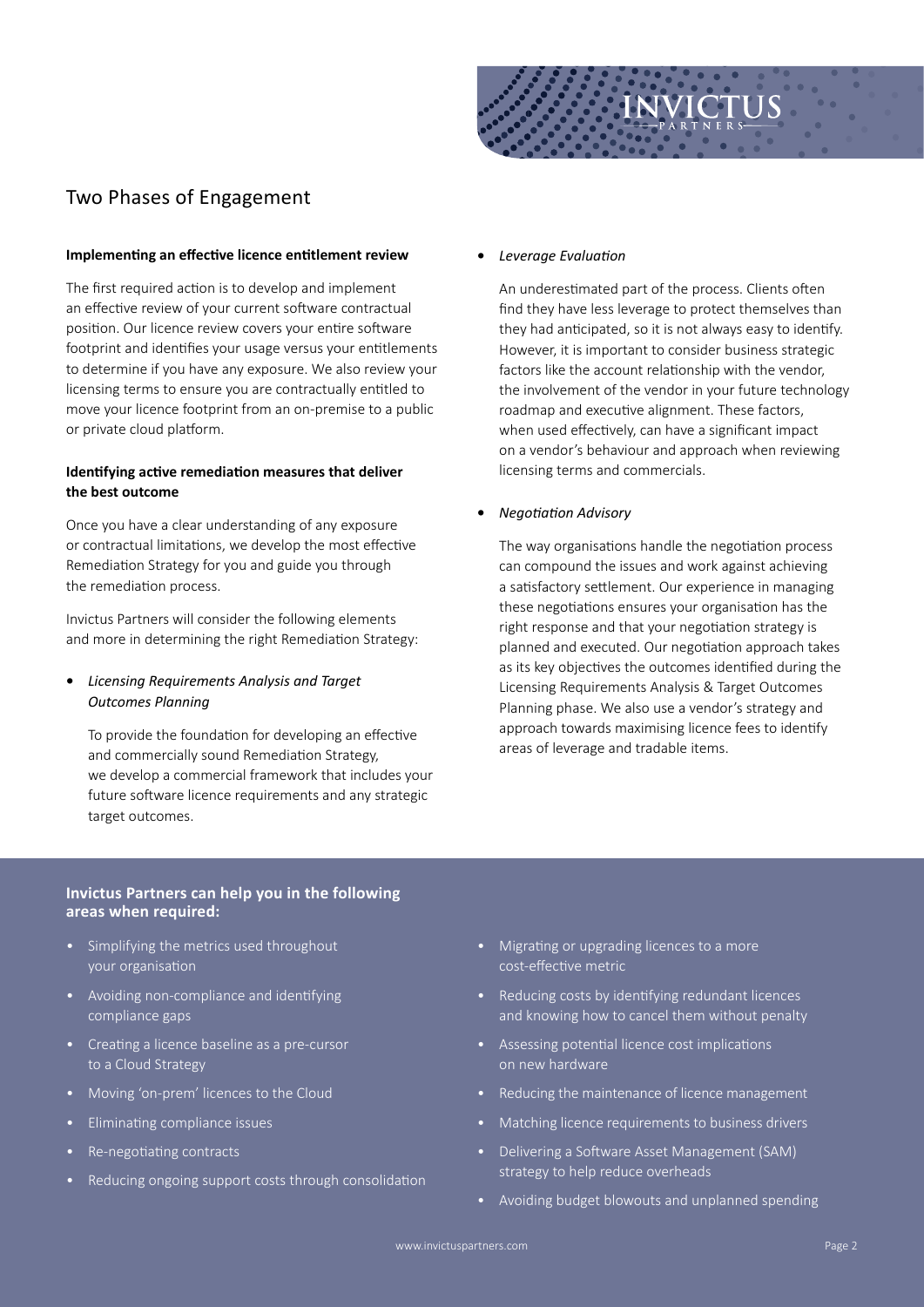## Two Phases of Engagement

**Implementing an effective licence entitlement review**

The first required action is to develop and implement an effective review of your current software contractual position. Our licence review covers your entire software footprint and identifies your usage versus your entitlements to determine if you have any exposure. We also review your licensing terms to ensure you are contractually entitled to move your licence footprint from an on-premise to a public or private cloud platform.

**Identifying active remediation measures that deliver the best outcome**

Once you have a clear understanding of any exposure or contractual limitations, we develop the most effective Remediation Strategy for you and guide you through the remediation process.

Invictus Partners will consider the following elements and more in determining the right Remediation Strategy:

- *Licensing Requirements Analysis and Target Outcomes Planning*

  To provide the foundation for developing an effective and commercially sound Remediation Strategy, we develop a commercial framework that includes your future software licence requirements and any strategic target outcomes.

- *Leverage Evaluation*

  An underestimated part of the process. Clients often find they have less leverage to protect themselves than they had anticipated, so it is not always easy to identify. However, it is important to consider business strategic factors like the account relationship with the vendor, the involvement of the vendor in your future technology roadmap and executive alignment. These factors, when used effectively, can have a significant impact on a vendor's behaviour and approach when reviewing licensing terms and commercials.

- *Negotiation Advisory*

  The way organisations handle the negotiation process can compound the issues and work against achieving a satisfactory settlement. Our experience in managing these negotiations ensures your organisation has the right response and that your negotiation strategy is planned and executed. Our negotiation approach takes as its key objectives the outcomes identified during the Licensing Requirements Analysis & Target Outcomes Planning phase. We also use a vendor's strategy and approach towards maximising licence fees to identify areas of leverage and tradable items.

**Invictus Partners can help you in the following areas when required:**

- Simplifying the metrics used throughout your organisation
- Avoiding non-compliance and identifying compliance gaps
- Creating a licence baseline as a pre-cursor to a Cloud Strategy
- Moving 'on-prem' licences to the Cloud
- Eliminating compliance issues
- Re-negotiating contracts
- Reducing ongoing support costs through consolidation
- Migrating or upgrading licences to a more cost-effective metric
- Reducing costs by identifying redundant licences and knowing how to cancel them without penalty
- Assessing potential licence cost implications on new hardware
- Reducing the maintenance of licence management
- Matching licence requirements to business drivers
- Delivering a Software Asset Management (SAM) strategy to help reduce overheads
- Avoiding budget blowouts and unplanned spending